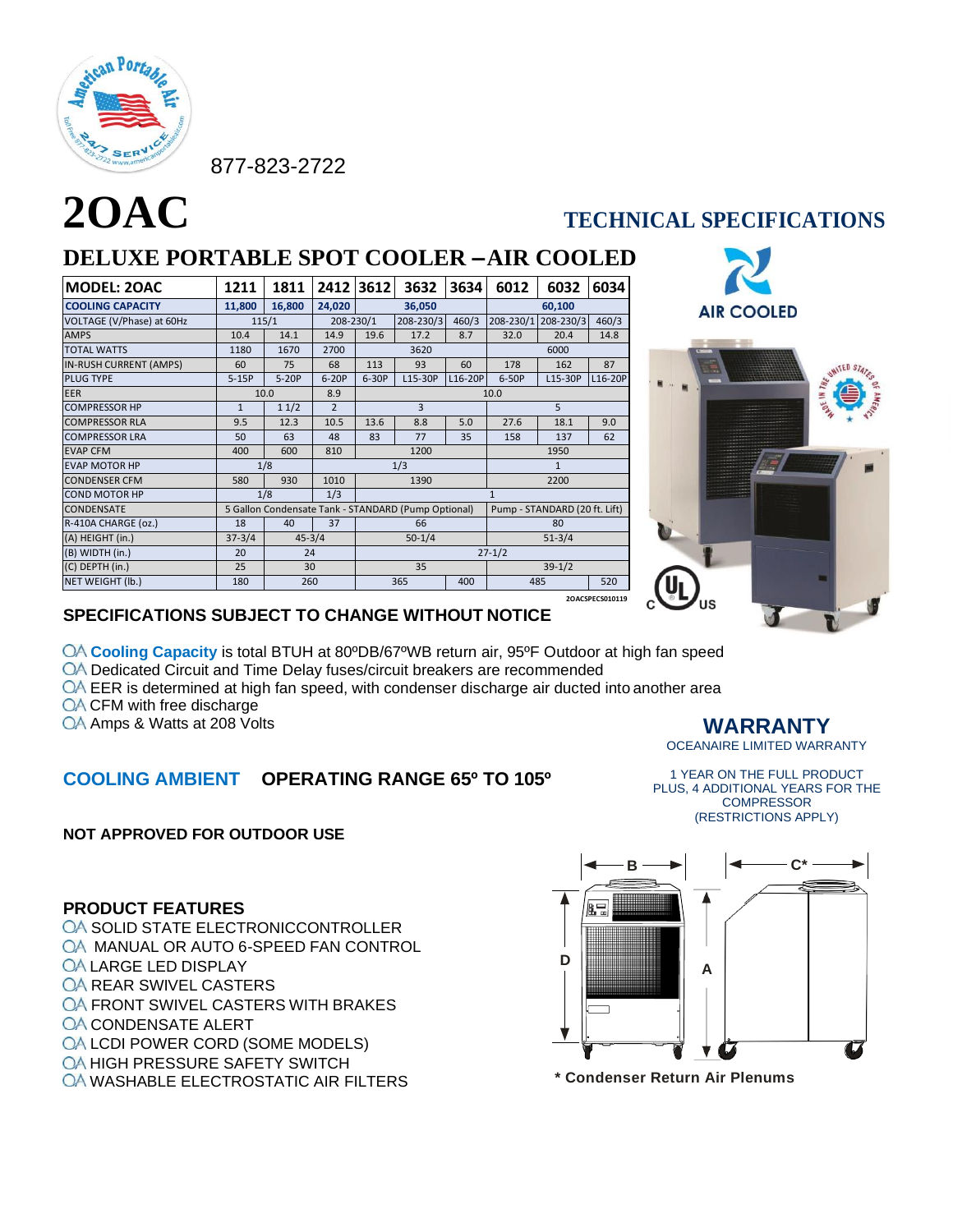877-823-2722

# 2OAC

## TECHNICAL SPECIFICATIONS

## DELUXE PORTABLE SPOT COOLER – AIR COOLED

| MODEL: 2OAC | 1211 | 1811 | 2412 | 3612 | 3632 | 3634 | 6012 | 6032 | 6034 |
|---|---|---|---|---|---|---|---|---|---|
| COOLING CAPACITY | 11,800 | 16,800 | 24,020 | 36,050 | | | 60,100 | | |
| VOLTAGE (V/Phase) at 60Hz | 115/1 | | 208-230/1 | | 208-230/3 | 460/3 | 208-230/1 | 208-230/3 | 460/3 |
| AMPS | 10.4 | 14.1 | 14.9 | 19.6 | 17.2 | 8.7 | 32.0 | 20.4 | 14.8 |
| TOTAL WATTS | 1180 | 1670 | 2700 | 3620 | | | 6000 | | |
| IN-RUSH CURRENT (AMPS) | 60 | 75 | 68 | 113 | 93 | 60 | 178 | 162 | 87 |
| PLUG TYPE | 5-15P | 5-20P | 6-20P | 6-30P | L15-30P | L16-20P | 6-50P | L15-30P | L16-20P |
| EER | 10.0 | | 8.9 | 10.0 | | | | | |
| COMPRESSOR HP | 1 | 1 1/2 | 2 | 3 | | | 5 | | |
| COMPRESSOR RLA | 9.5 | 12.3 | 10.5 | 13.6 | 8.8 | 5.0 | 27.6 | 18.1 | 9.0 |
| COMPRESSOR LRA | 50 | 63 | 48 | 83 | 77 | 35 | 158 | 137 | 62 |
| EVAP CFM | 400 | 600 | 810 | 1200 | | | 1950 | | |
| EVAP MOTOR HP | 1/8 | | 1/3 | | | | 1 | | |
| CONDENSER CFM | 580 | 930 | 1010 | 1390 | | | 2200 | | |
| COND MOTOR HP | 1/8 | | 1/3 | 1 | | | | | |
| CONDENSATE | 5 Gallon Condensate Tank - STANDARD (Pump Optional) | | | | | | Pump - STANDARD (20 ft. Lift) | | |
| R-410A CHARGE (oz.) | 18 | 40 | 37 | 66 | | | 80 | | |
| (A) HEIGHT (in.) | 37-3/4 | 45-3/4 | | 50-1/4 | | | 51-3/4 | | |
| (B) WIDTH (in.) | 20 | 24 | | 27-1/2 | | | | | |
| (C) DEPTH (in.) | 25 | 30 | | 35 | | | 39-1/2 | | |
| NET WEIGHT (lb.) | 180 | 260 | | 365 | | 400 | 485 | | 520 |

2OACSPECS010119

AIR COOLED

**SPECIFICATIONS SUBJECT TO CHANGE WITHOUT NOTICE**

- **Cooling Capacity** is total BTUH at 80ºDB/67ºWB return air, 95ºF Outdoor at high fan speed
- Dedicated Circuit and Time Delay fuses/circuit breakers are recommended
- EER is determined at high fan speed, with condenser discharge air ducted into another area
- CFM with free discharge
- Amps & Watts at 208 Volts

**COOLING AMBIENT OPERATING RANGE 65º TO 105º**

**NOT APPROVED FOR OUTDOOR USE**

## WARRANTY

OCEANAIRE LIMITED WARRANTY

1 YEAR ON THE FULL PRODUCT PLUS, 4 ADDITIONAL YEARS FOR THE COMPRESSOR (RESTRICTIONS APPLY)

### PRODUCT FEATURES

- SOLID STATE ELECTRONICCONTROLLER
- MANUAL OR AUTO 6-SPEED FAN CONTROL
- LARGE LED DISPLAY
- REAR SWIVEL CASTERS
- FRONT SWIVEL CASTERS WITH BRAKES
- CONDENSATE ALERT
- LCDI POWER CORD (SOME MODELS)
- HIGH PRESSURE SAFETY SWITCH
- WASHABLE ELECTROSTATIC AIR FILTERS

**\* Condenser Return Air Plenums**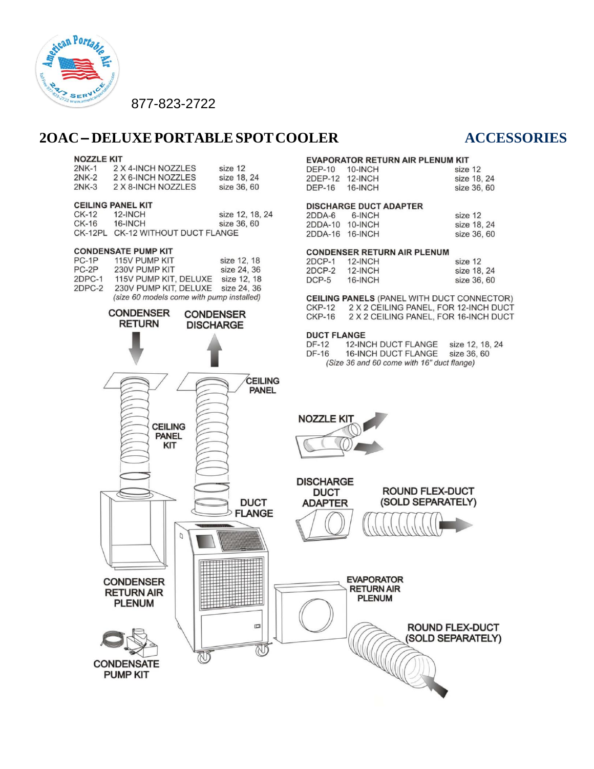877-823-2722

## 2OAC – DELUXE PORTABLE SPOT COOLER

## ACCESSORIES

### NOZZLE KIT

| | | |
|---|---|---|
| 2NK-1 | 2 X 4-INCH NOZZLES | size 12 |
| 2NK-2 | 2 X 6-INCH NOZZLES | size 18, 24 |
| 2NK-3 | 2 X 8-INCH NOZZLES | size 36, 60 |

### CEILING PANEL KIT

| | | |
|---|---|---|
| CK-12 | 12-INCH | size 12, 18, 24 |
| CK-16 | 16-INCH | size 36, 60 |
| CK-12PL | CK-12 WITHOUT DUCT FLANGE | |

### CONDENSATE PUMP KIT

| | | |
|---|---|---|
| PC-1P | 115V PUMP KIT | size 12, 18 |
| PC-2P | 230V PUMP KIT | size 24, 36 |
| 2DPC-1 | 115V PUMP KIT, DELUXE | size 12, 18 |
| 2DPC-2 | 230V PUMP KIT, DELUXE | size 24, 36 |

*(size 60 models come with pump installed)*

### EVAPORATOR RETURN AIR PLENUM KIT

| | | |
|---|---|---|
| DEP-10 | 10-INCH | size 12 |
| 2DEP-12 | 12-INCH | size 18, 24 |
| DEP-16 | 16-INCH | size 36, 60 |

### DISCHARGE DUCT ADAPTER

| | | |
|---|---|---|
| 2DDA-6 | 6-INCH | size 12 |
| 2DDA-10 | 10-INCH | size 18, 24 |
| 2DDA-16 | 16-INCH | size 36, 60 |

### CONDENSER RETURN AIR PLENUM

| | | |
|---|---|---|
| 2DCP-1 | 12-INCH | size 12 |
| 2DCP-2 | 12-INCH | size 18, 24 |
| DCP-5 | 16-INCH | size 36, 60 |

### CEILING PANELS (PANEL WITH DUCT CONNECTOR)

| | |
|---|---|
| CKP-12 | 2 X 2 CEILING PANEL, FOR 12-INCH DUCT |
| CKP-16 | 2 X 2 CEILING PANEL, FOR 16-INCH DUCT |

### DUCT FLANGE

| | | |
|---|---|---|
| DF-12 | 12-INCH DUCT FLANGE | size 12, 18, 24 |
| DF-16 | 16-INCH DUCT FLANGE | size 36, 60 |

*(Size 36 and 60 come with 16" duct flange)*

CONDENSER RETURN

CONDENSER DISCHARGE

CEILING PANEL

CEILING PANEL KIT

DUCT FLANGE

NOZZLE KIT

DISCHARGE DUCT ADAPTER

ROUND FLEX-DUCT (SOLD SEPARATELY)

CONDENSER RETURN AIR PLENUM

EVAPORATOR RETURN AIR PLENUM

ROUND FLEX-DUCT (SOLD SEPARATELY)

CONDENSATE PUMP KIT